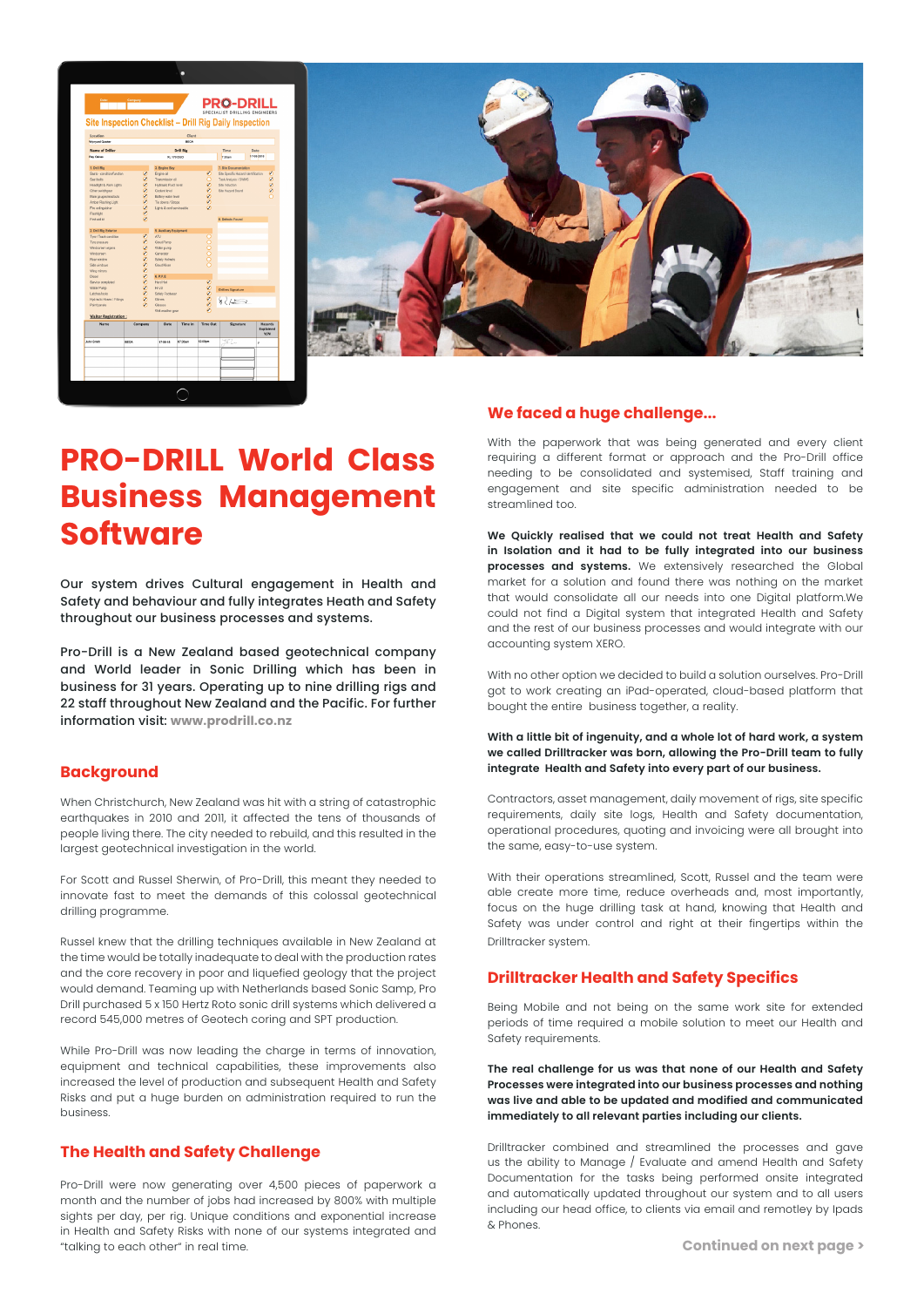# PRO-DRILL World Class Business Management Software

Our system drives Cultural engagement in Health and Safety and behaviour and fully integrates Heath and Safety throughout our business processes and systems.

Pro-Drill is a New Zealand based geotechnical company and World leader in Sonic Drilling which has been in business for 31 years. Operating up to nine drilling rigs and 22 staff throughout New Zealand and the Pacific. For further information visit: **www.prodrill.co.nz**

## Background

When Christchurch, New Zealand was hit with a string of catastrophic earthquakes in 2010 and 2011, it affected the tens of thousands of people living there. The city needed to rebuild, and this resulted in the largest geotechnical investigation in the world.

For Scott and Russel Sherwin, of Pro-Drill, this meant they needed to innovate fast to meet the demands of this colossal geotechnical drilling programme.

Russel knew that the drilling techniques available in New Zealand at the time would be totally inadequate to deal with the production rates and the core recovery in poor and liquefied geology that the project would demand. Teaming up with Netherlands based Sonic Samp, Pro Drill purchased 5 x 150 Hertz Roto sonic drill systems which delivered a record 545,000 metres of Geotech coring and SPT production.

While Pro-Drill was now leading the charge in terms of innovation, equipment and technical capabilities, these improvements also increased the level of production and subsequent Health and Safety Risks and put a huge burden on administration required to run the business.

## The Health and Safety Challenge

Pro-Drill were now generating over 4,500 pieces of paperwork a month and the number of jobs had increased by 800% with multiple sights per day, per rig. Unique conditions and exponential increase in Health and Safety Risks with none of our systems integrated and "talking to each other" in real time.

## We faced a huge challenge...

With the paperwork that was being generated and every client requiring a different format or approach and the Pro-Drill office needing to be consolidated and systemised, Staff training and engagement and site specific administration needed to be streamlined too.

**We Quickly realised that we could not treat Health and Safety in Isolation and it had to be fully integrated into our business processes and systems.** We extensively researched the Global market for a solution and found there was nothing on the market that would consolidate all our needs into one Digital platform.We could not find a Digital system that integrated Health and Safety and the rest of our business processes and would integrate with our accounting system XERO.

With no other option we decided to build a solution ourselves. Pro-Drill got to work creating an iPad-operated, cloud-based platform that bought the entire business together, a reality.

**With a little bit of ingenuity, and a whole lot of hard work, a system we called Drilltracker was born, allowing the Pro-Drill team to fully integrate Health and Safety into every part of our business.**

Contractors, asset management, daily movement of rigs, site specific requirements, daily site logs, Health and Safety documentation, operational procedures, quoting and invoicing were all brought into the same, easy-to-use system.

With their operations streamlined, Scott, Russel and the team were able create more time, reduce overheads and, most importantly, focus on the huge drilling task at hand, knowing that Health and Safety was under control and right at their fingertips within the Drilltracker system.

## Drilltracker Health and Safety Specifics

Being Mobile and not being on the same work site for extended periods of time required a mobile solution to meet our Health and Safety requirements.

**The real challenge for us was that none of our Health and Safety Processes were integrated into our business processes and nothing was live and able to be updated and modified and communicated immediately to all relevant parties including our clients.**

Drilltracker combined and streamlined the processes and gave us the ability to Manage / Evaluate and amend Health and Safety Documentation for the tasks being performed onsite integrated and automatically updated throughout our system and to all users including our head office, to clients via email and remotley by Ipads & Phones.

**Continued on next page ›**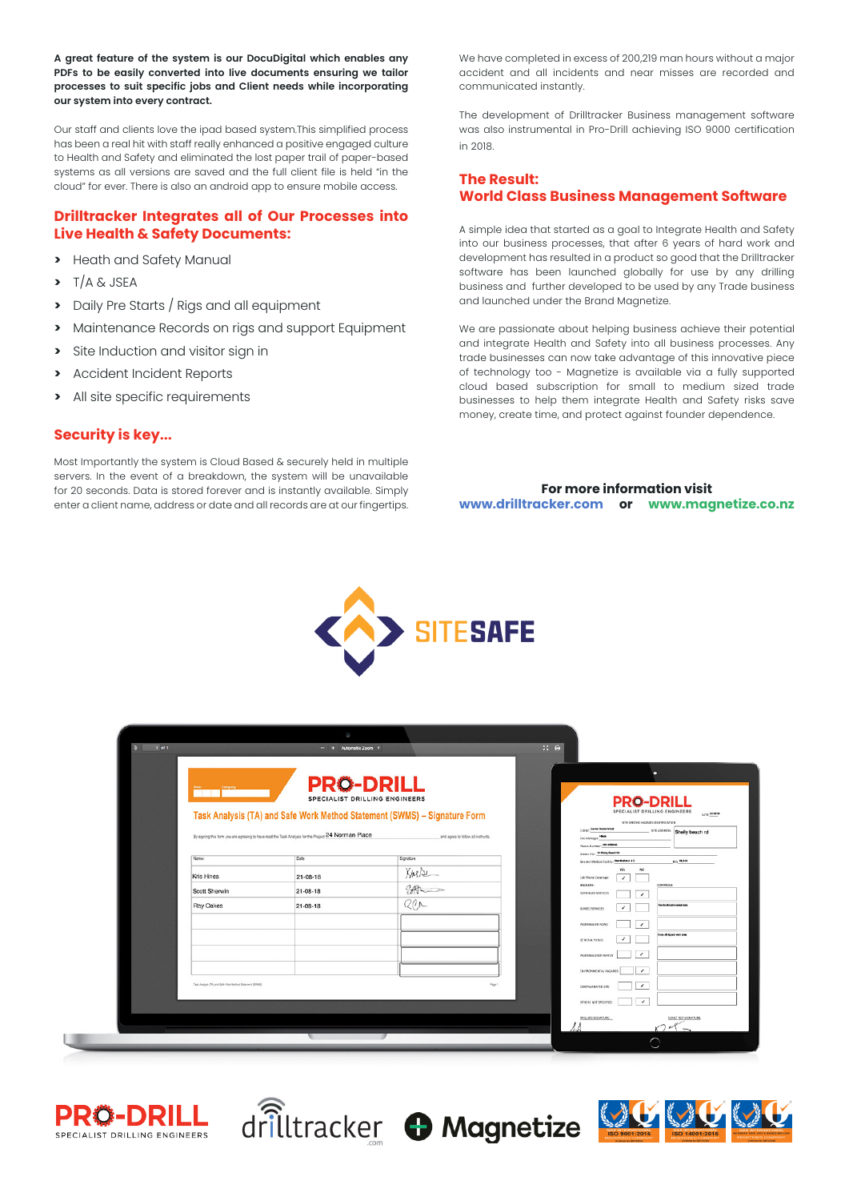**A great feature of the system is our DocuDigital which enables any PDFs to be easily converted into live documents ensuring we tailor processes to suit specific jobs and Client needs while incorporating our system into every contract.**

Our staff and clients love the ipad based system.This simplified process has been a real hit with staff really enhanced a positive engaged culture to Health and Safety and eliminated the lost paper trail of paper-based systems as all versions are saved and the full client file is held "in the cloud" for ever. There is also an android app to ensure mobile access.

## Drilltracker Integrates all of Our Processes into Live Health & Safety Documents:

- Heath and Safety Manual
- T/A & JSEA
- Daily Pre Starts / Rigs and all equipment
- Maintenance Records on rigs and support Equipment
- Site Induction and visitor sign in
- Accident Incident Reports
- All site specific requirements

## Security is key...

Most Importantly the system is Cloud Based & securely held in multiple servers. In the event of a breakdown, the system will be unavailable for 20 seconds. Data is stored forever and is instantly available. Simply enter a client name, address or date and all records are at our fingertips.

We have completed in excess of 200,219 man hours without a major accident and all incidents and near misses are recorded and communicated instantly.

The development of Drilltracker Business management software was also instrumental in Pro-Drill achieving ISO 9000 certification in 2018.

## The Result: World Class Business Management Software

A simple idea that started as a goal to Integrate Health and Safety into our business processes, that after 6 years of hard work and development has resulted in a product so good that the Drilltracker software has been launched globally for any drilling business and further developed to be used by any Trade business and launched under the Brand Magnetize.

We are passionate about helping business achieve their potential and integrate Health and Safety into all business processes. Any trade businesses can now take advantage of this innovative piece of technology too - Magnetize is available via a fully supported cloud based subscription for small to medium sized trade businesses to help them integrate Health and Safety risks save money, create time, and protect against founder dependence.

**For more information visit**
**www.drilltracker.com or www.magnetize.co.nz**

SITESAFE

PRO-DRILL SPECIALIST DRILLING ENGINEERS

drilltracker.com

Magnetize

ISO 9001:2015 ISO 14001:2015